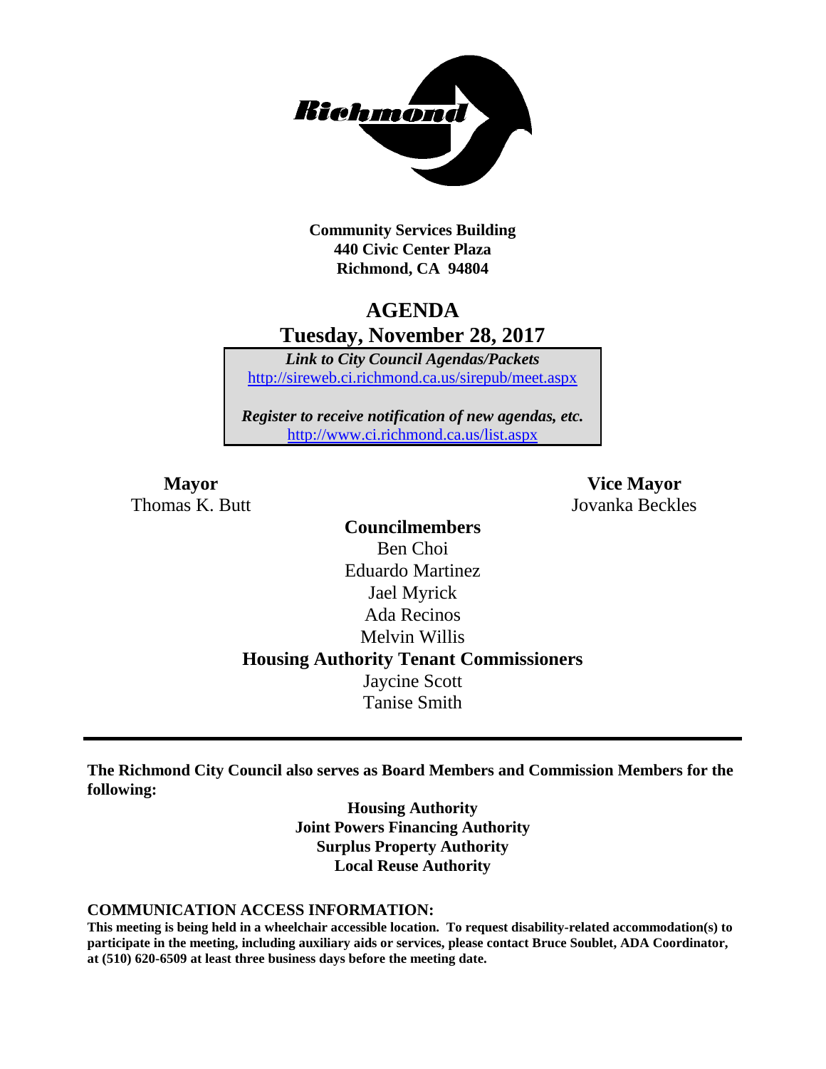**Community Services Building**
**440 Civic Center Plaza**
**Richmond, CA 94804**

# AGENDA
## Tuesday, November 28, 2017

***Link to City Council Agendas/Packets***
http://sireweb.ci.richmond.ca.us/sirepub/meet.aspx

***Register to receive notification of new agendas, etc.***
http://www.ci.richmond.ca.us/list.aspx

**Mayor**
Thomas K. Butt

**Vice Mayor**
Jovanka Beckles

**Councilmembers**
Ben Choi
Eduardo Martinez
Jael Myrick
Ada Recinos
Melvin Willis

**Housing Authority Tenant Commissioners**
Jaycine Scott
Tanise Smith

---

**The Richmond City Council also serves as Board Members and Commission Members for the following:**

**Housing Authority**
**Joint Powers Financing Authority**
**Surplus Property Authority**
**Local Reuse Authority**

**COMMUNICATION ACCESS INFORMATION:**

**This meeting is being held in a wheelchair accessible location. To request disability-related accommodation(s) to participate in the meeting, including auxiliary aids or services, please contact Bruce Soublet, ADA Coordinator, at (510) 620-6509 at least three business days before the meeting date.**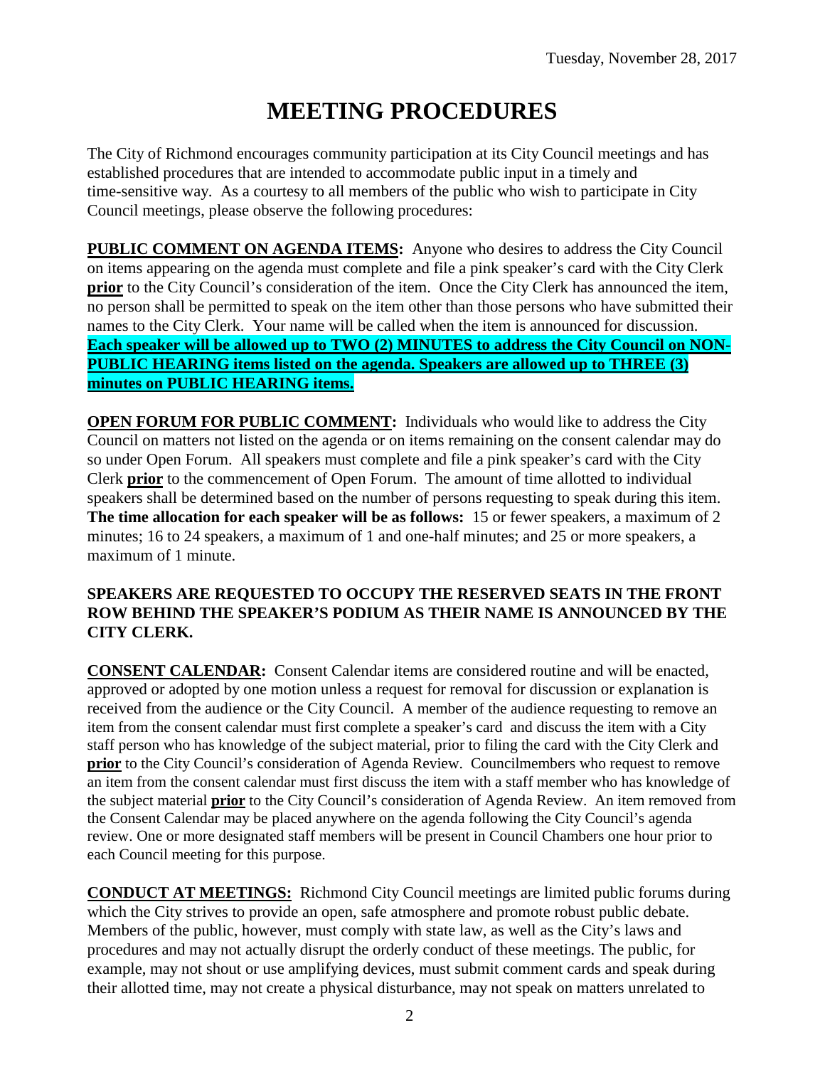Tuesday, November 28, 2017

# MEETING PROCEDURES

The City of Richmond encourages community participation at its City Council meetings and has established procedures that are intended to accommodate public input in a timely and time-sensitive way. As a courtesy to all members of the public who wish to participate in City Council meetings, please observe the following procedures:

**PUBLIC COMMENT ON AGENDA ITEMS:** Anyone who desires to address the City Council on items appearing on the agenda must complete and file a pink speaker's card with the City Clerk **prior** to the City Council's consideration of the item. Once the City Clerk has announced the item, no person shall be permitted to speak on the item other than those persons who have submitted their names to the City Clerk. Your name will be called when the item is announced for discussion. **Each speaker will be allowed up to TWO (2) MINUTES to address the City Council on NON-PUBLIC HEARING items listed on the agenda. Speakers are allowed up to THREE (3) minutes on PUBLIC HEARING items.**

**OPEN FORUM FOR PUBLIC COMMENT:** Individuals who would like to address the City Council on matters not listed on the agenda or on items remaining on the consent calendar may do so under Open Forum. All speakers must complete and file a pink speaker's card with the City Clerk **prior** to the commencement of Open Forum. The amount of time allotted to individual speakers shall be determined based on the number of persons requesting to speak during this item. **The time allocation for each speaker will be as follows:** 15 or fewer speakers, a maximum of 2 minutes; 16 to 24 speakers, a maximum of 1 and one-half minutes; and 25 or more speakers, a maximum of 1 minute.

**SPEAKERS ARE REQUESTED TO OCCUPY THE RESERVED SEATS IN THE FRONT ROW BEHIND THE SPEAKER'S PODIUM AS THEIR NAME IS ANNOUNCED BY THE CITY CLERK.**

**CONSENT CALENDAR:** Consent Calendar items are considered routine and will be enacted, approved or adopted by one motion unless a request for removal for discussion or explanation is received from the audience or the City Council. A member of the audience requesting to remove an item from the consent calendar must first complete a speaker's card and discuss the item with a City staff person who has knowledge of the subject material, prior to filing the card with the City Clerk and **prior** to the City Council's consideration of Agenda Review. Councilmembers who request to remove an item from the consent calendar must first discuss the item with a staff member who has knowledge of the subject material **prior** to the City Council's consideration of Agenda Review. An item removed from the Consent Calendar may be placed anywhere on the agenda following the City Council's agenda review. One or more designated staff members will be present in Council Chambers one hour prior to each Council meeting for this purpose.

**CONDUCT AT MEETINGS:** Richmond City Council meetings are limited public forums during which the City strives to provide an open, safe atmosphere and promote robust public debate. Members of the public, however, must comply with state law, as well as the City's laws and procedures and may not actually disrupt the orderly conduct of these meetings. The public, for example, may not shout or use amplifying devices, must submit comment cards and speak during their allotted time, may not create a physical disturbance, may not speak on matters unrelated to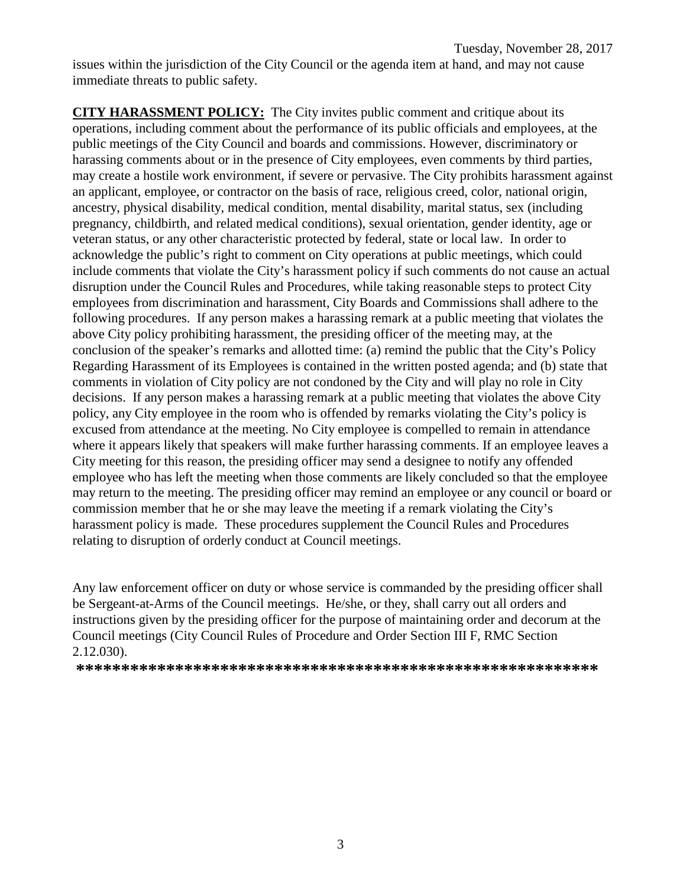issues within the jurisdiction of the City Council or the agenda item at hand, and may not cause immediate threats to public safety.

**CITY HARASSMENT POLICY:** The City invites public comment and critique about its operations, including comment about the performance of its public officials and employees, at the public meetings of the City Council and boards and commissions. However, discriminatory or harassing comments about or in the presence of City employees, even comments by third parties, may create a hostile work environment, if severe or pervasive. The City prohibits harassment against an applicant, employee, or contractor on the basis of race, religious creed, color, national origin, ancestry, physical disability, medical condition, mental disability, marital status, sex (including pregnancy, childbirth, and related medical conditions), sexual orientation, gender identity, age or veteran status, or any other characteristic protected by federal, state or local law. In order to acknowledge the public's right to comment on City operations at public meetings, which could include comments that violate the City's harassment policy if such comments do not cause an actual disruption under the Council Rules and Procedures, while taking reasonable steps to protect City employees from discrimination and harassment, City Boards and Commissions shall adhere to the following procedures. If any person makes a harassing remark at a public meeting that violates the above City policy prohibiting harassment, the presiding officer of the meeting may, at the conclusion of the speaker's remarks and allotted time: (a) remind the public that the City's Policy Regarding Harassment of its Employees is contained in the written posted agenda; and (b) state that comments in violation of City policy are not condoned by the City and will play no role in City decisions. If any person makes a harassing remark at a public meeting that violates the above City policy, any City employee in the room who is offended by remarks violating the City's policy is excused from attendance at the meeting. No City employee is compelled to remain in attendance where it appears likely that speakers will make further harassing comments. If an employee leaves a City meeting for this reason, the presiding officer may send a designee to notify any offended employee who has left the meeting when those comments are likely concluded so that the employee may return to the meeting. The presiding officer may remind an employee or any council or board or commission member that he or she may leave the meeting if a remark violating the City's harassment policy is made. These procedures supplement the Council Rules and Procedures relating to disruption of orderly conduct at Council meetings.

Any law enforcement officer on duty or whose service is commanded by the presiding officer shall be Sergeant-at-Arms of the Council meetings. He/she, or they, shall carry out all orders and instructions given by the presiding officer for the purpose of maintaining order and decorum at the Council meetings (City Council Rules of Procedure and Order Section III F, RMC Section 2.12.030).

**************************************************************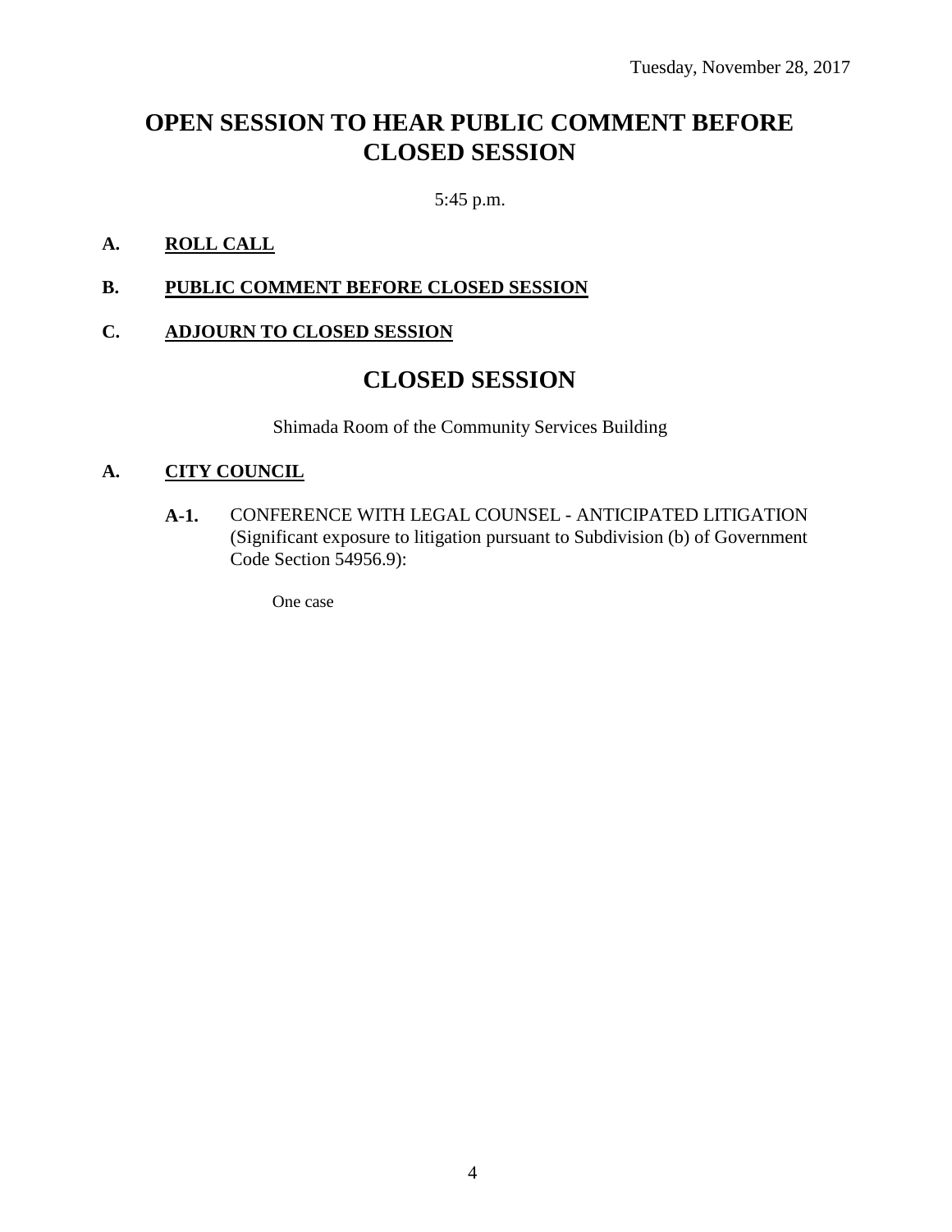Tuesday, November 28, 2017

# OPEN SESSION TO HEAR PUBLIC COMMENT BEFORE CLOSED SESSION

5:45 p.m.

**A. ROLL CALL**

**B. PUBLIC COMMENT BEFORE CLOSED SESSION**

**C. ADJOURN TO CLOSED SESSION**

# CLOSED SESSION

Shimada Room of the Community Services Building

**A. CITY COUNCIL**

**A-1.** CONFERENCE WITH LEGAL COUNSEL - ANTICIPATED LITIGATION (Significant exposure to litigation pursuant to Subdivision (b) of Government Code Section 54956.9):

One case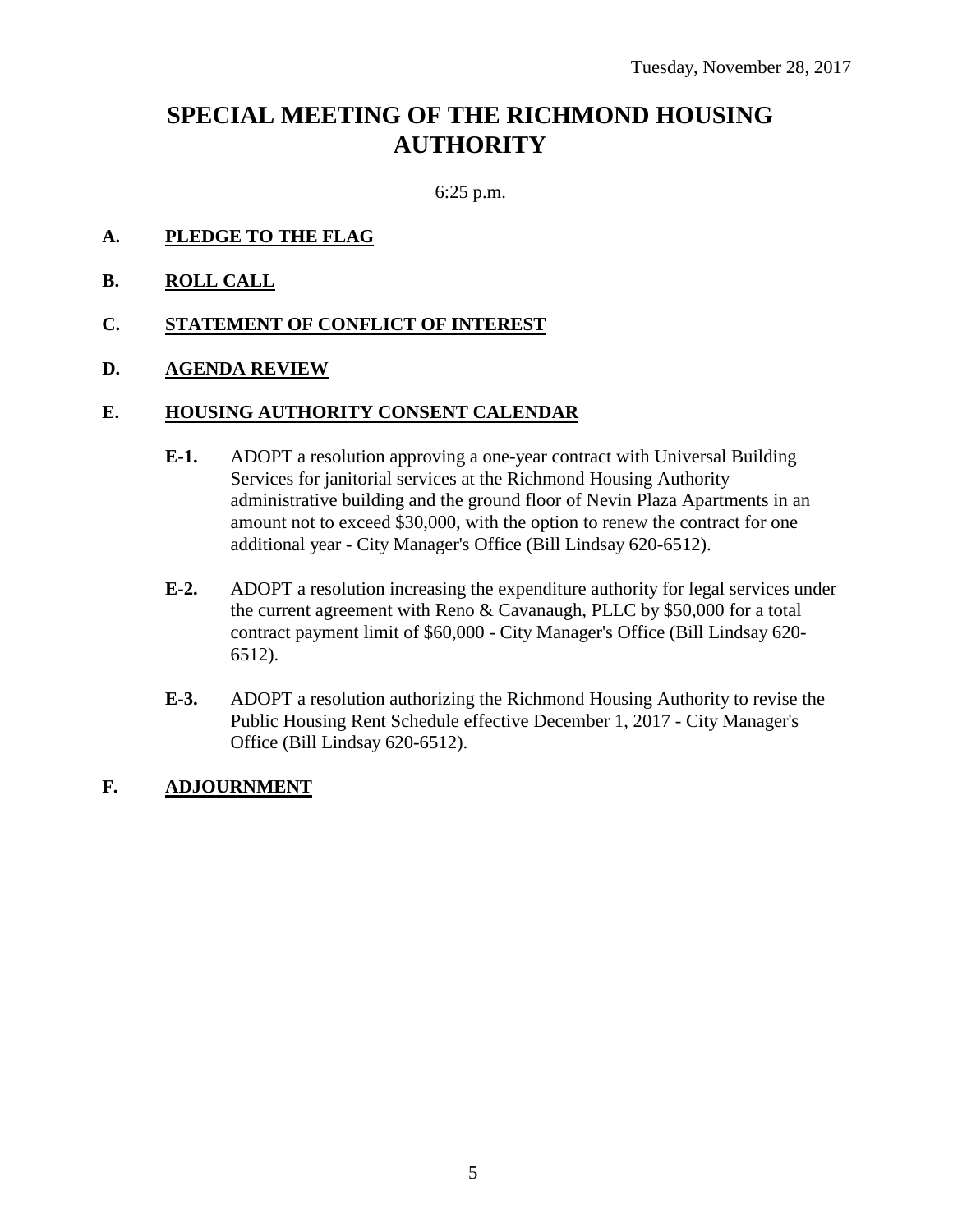Tuesday, November 28, 2017

# SPECIAL MEETING OF THE RICHMOND HOUSING AUTHORITY

6:25 p.m.

**A. PLEDGE TO THE FLAG**

**B. ROLL CALL**

**C. STATEMENT OF CONFLICT OF INTEREST**

**D. AGENDA REVIEW**

**E. HOUSING AUTHORITY CONSENT CALENDAR**

**E-1.** ADOPT a resolution approving a one-year contract with Universal Building Services for janitorial services at the Richmond Housing Authority administrative building and the ground floor of Nevin Plaza Apartments in an amount not to exceed $30,000, with the option to renew the contract for one additional year - City Manager's Office (Bill Lindsay 620-6512).

**E-2.** ADOPT a resolution increasing the expenditure authority for legal services under the current agreement with Reno & Cavanaugh, PLLC by $50,000 for a total contract payment limit of $60,000 - City Manager's Office (Bill Lindsay 620-6512).

**E-3.** ADOPT a resolution authorizing the Richmond Housing Authority to revise the Public Housing Rent Schedule effective December 1, 2017 - City Manager's Office (Bill Lindsay 620-6512).

**F. ADJOURNMENT**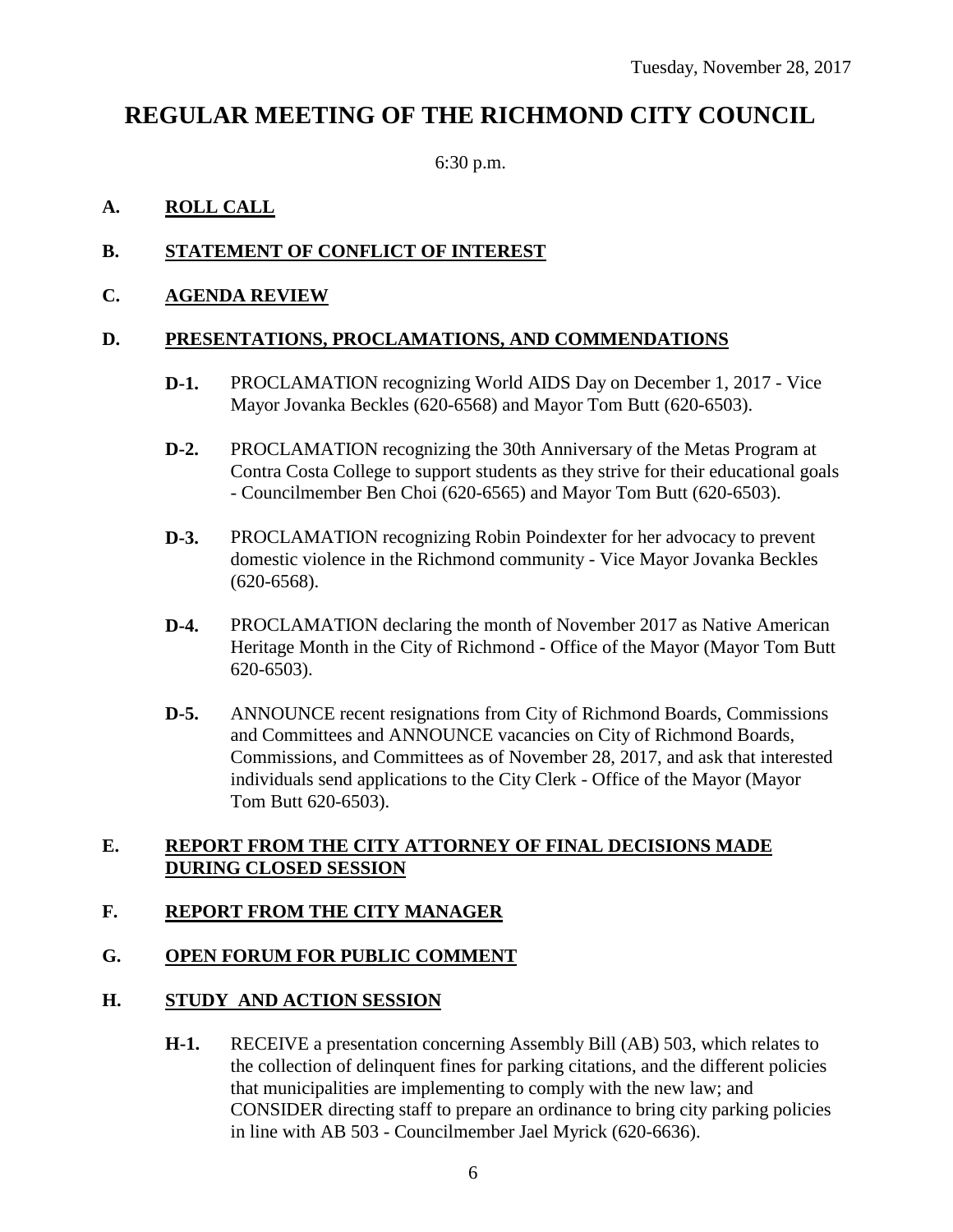Tuesday, November 28, 2017

# REGULAR MEETING OF THE RICHMOND CITY COUNCIL

6:30 p.m.

## A. ROLL CALL

## B. STATEMENT OF CONFLICT OF INTEREST

## C. AGENDA REVIEW

## D. PRESENTATIONS, PROCLAMATIONS, AND COMMENDATIONS

**D-1.** PROCLAMATION recognizing World AIDS Day on December 1, 2017 - Vice Mayor Jovanka Beckles (620-6568) and Mayor Tom Butt (620-6503).

**D-2.** PROCLAMATION recognizing the 30th Anniversary of the Metas Program at Contra Costa College to support students as they strive for their educational goals - Councilmember Ben Choi (620-6565) and Mayor Tom Butt (620-6503).

**D-3.** PROCLAMATION recognizing Robin Poindexter for her advocacy to prevent domestic violence in the Richmond community - Vice Mayor Jovanka Beckles (620-6568).

**D-4.** PROCLAMATION declaring the month of November 2017 as Native American Heritage Month in the City of Richmond - Office of the Mayor (Mayor Tom Butt 620-6503).

**D-5.** ANNOUNCE recent resignations from City of Richmond Boards, Commissions and Committees and ANNOUNCE vacancies on City of Richmond Boards, Commissions, and Committees as of November 28, 2017, and ask that interested individuals send applications to the City Clerk - Office of the Mayor (Mayor Tom Butt 620-6503).

## E. REPORT FROM THE CITY ATTORNEY OF FINAL DECISIONS MADE DURING CLOSED SESSION

## F. REPORT FROM THE CITY MANAGER

## G. OPEN FORUM FOR PUBLIC COMMENT

## H. STUDY AND ACTION SESSION

**H-1.** RECEIVE a presentation concerning Assembly Bill (AB) 503, which relates to the collection of delinquent fines for parking citations, and the different policies that municipalities are implementing to comply with the new law; and CONSIDER directing staff to prepare an ordinance to bring city parking policies in line with AB 503 - Councilmember Jael Myrick (620-6636).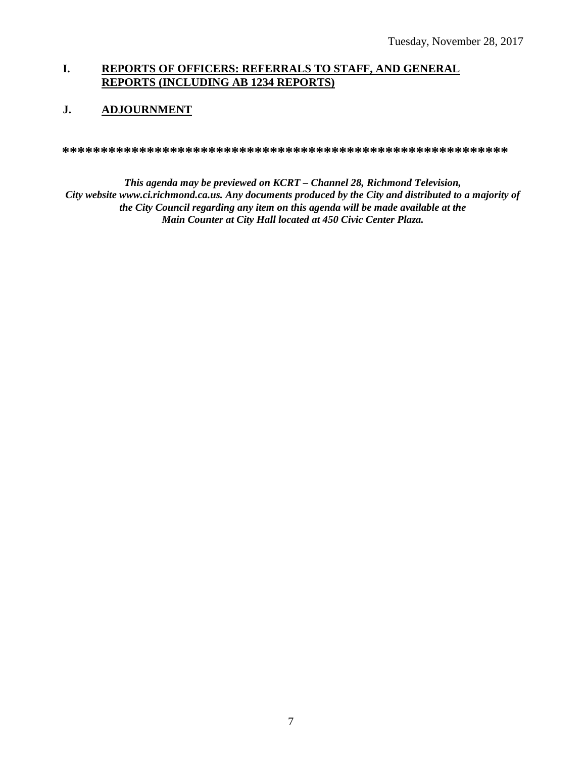Tuesday, November 28, 2017

## I. REPORTS OF OFFICERS: REFERRALS TO STAFF, AND GENERAL REPORTS (INCLUDING AB 1234 REPORTS)

## J. ADJOURNMENT

**\*\*\*\*\*\*\*\*\*\*\*\*\*\*\*\*\*\*\*\*\*\*\*\*\*\*\*\*\*\*\*\*\*\*\*\*\*\*\*\*\*\*\*\*\*\*\*\*\*\*\*\*\*\*\*\*\*\*\***

***This agenda may be previewed on KCRT – Channel 28, Richmond Television, City website www.ci.richmond.ca.us. Any documents produced by the City and distributed to a majority of the City Council regarding any item on this agenda will be made available at the Main Counter at City Hall located at 450 Civic Center Plaza.***